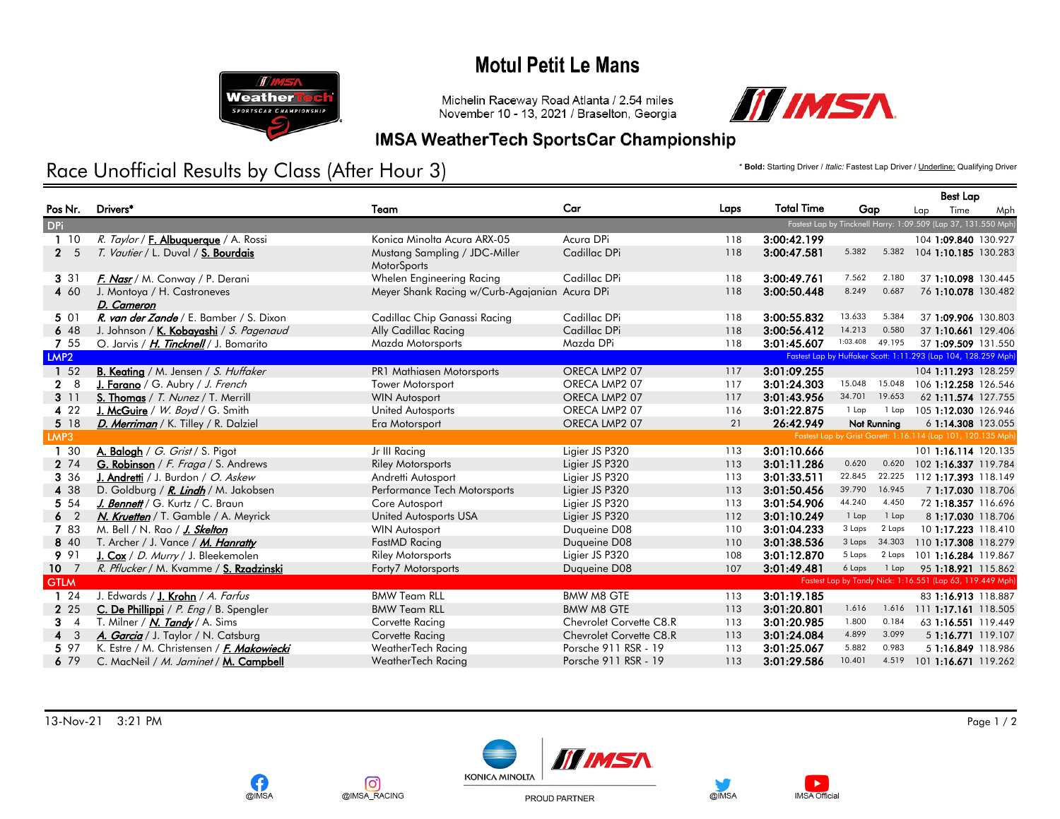# Motul Petit Le Mans

Michelin Raceway Road Atlanta / 2.54 miles
November 10 - 13, 2021 / Braselton, Georgia

## IMSA WeatherTech SportsCar Championship

## Race Unofficial Results by Class (After Hour 3)

\* **Bold**: Starting Driver / *Italic:* Fastest Lap Driver / Underline: Qualifying Driver

| Pos | Nr. | Drivers* | Team | Car | Laps | Total Time | Gap | | Best Lap Lap | Time | Mph |
|---|---|---|---|---|---|---|---|---|---|---|---|
| **DPi** | | | | | | Fastest Lap by Tincknell Harry: 1:09.509 (Lap 37, 131.550 Mph) | | | | | |
| 1 | 10 | *R. Taylor* / **F. Albuquerque** / A. Rossi | Konica Minolta Acura ARX-05 | Acura DPi | 118 | 3:00:42.199 | | | 104 | 1:09.840 | 130.927 |
| 2 | 5 | *T. Vautier* / L. Duval / **S. Bourdais** | Mustang Sampling / JDC-Miller MotorSports | Cadillac DPi | 118 | 3:00:47.581 | 5.382 | 5.382 | 104 | 1:10.185 | 130.283 |
| 3 | 31 | ***F. Nasr*** / M. Conway / P. Derani | Whelen Engineering Racing | Cadillac DPi | 118 | 3:00:49.761 | 7.562 | 2.180 | 37 | 1:10.098 | 130.445 |
| 4 | 60 | J. Montoya / H. Castroneves / ***D. Cameron*** | Meyer Shank Racing w/Curb-Agajanian | Acura DPi | 118 | 3:00:50.448 | 8.249 | 0.687 | 76 | 1:10.078 | 130.482 |
| 5 | 01 | ***R. van der Zande*** / E. Bamber / S. Dixon | Cadillac Chip Ganassi Racing | Cadillac DPi | 118 | 3:00:55.832 | 13.633 | 5.384 | 37 | 1:09.906 | 130.803 |
| 6 | 48 | J. Johnson / **K. Kobayashi** / *S. Pagenaud* | Ally Cadillac Racing | Cadillac DPi | 118 | 3:00:56.412 | 14.213 | 0.580 | 37 | 1:10.661 | 129.406 |
| 7 | 55 | O. Jarvis / ***H. Tincknell*** / J. Bomarito | Mazda Motorsports | Mazda DPi | 118 | 3:01:45.607 | 1:03.408 | 49.195 | 37 | 1:09.509 | 131.550 |
| **LMP2** | | | | | | Fastest Lap by Huffaker Scott: 1:11.293 (Lap 104, 128.259 Mph) | | | | | |
| 1 | 52 | **B. Keating** / M. Jensen / *S. Huffaker* | PR1 Mathiasen Motorsports | ORECA LMP2 07 | 117 | 3:01:09.255 | | | 104 | 1:11.293 | 128.259 |
| 2 | 8 | **J. Farano** / G. Aubry / *J. French* | Tower Motorsport | ORECA LMP2 07 | 117 | 3:01:24.303 | 15.048 | 15.048 | 106 | 1:12.258 | 126.546 |
| 3 | 11 | **S. Thomas** / *T. Nunez* / T. Merrill | WIN Autosport | ORECA LMP2 07 | 117 | 3:01:43.956 | 34.701 | 19.653 | 62 | 1:11.574 | 127.755 |
| 4 | 22 | **J. McGuire** / *W. Boyd* / G. Smith | United Autosports | ORECA LMP2 07 | 116 | 3:01:22.875 | 1 Lap | 1 Lap | 105 | 1:12.030 | 126.946 |
| 5 | 18 | ***D. Merriman*** / K. Tilley / R. Dalziel | Era Motorsport | ORECA LMP2 07 | 21 | 26:42.949 | Not Running | | 6 | 1:14.308 | 123.055 |
| **LMP3** | | | | | | Fastest Lap by Grist Garett: 1:16.114 (Lap 101, 120.135 Mph) | | | | | |
| 1 | 30 | **A. Balogh** / *G. Grist* / S. Pigot | Jr III Racing | Ligier JS P320 | 113 | 3:01:10.666 | | | 101 | 1:16.114 | 120.135 |
| 2 | 74 | **G. Robinson** / *F. Fraga* / S. Andrews | Riley Motorsports | Ligier JS P320 | 113 | 3:01:11.286 | 0.620 | 0.620 | 102 | 1:16.337 | 119.784 |
| 3 | 36 | **J. Andretti** / J. Burdon / *O. Askew* | Andretti Autosport | Ligier JS P320 | 113 | 3:01:33.511 | 22.845 | 22.225 | 112 | 1:17.393 | 118.149 |
| 4 | 38 | D. Goldburg / ***R. Lindh*** / M. Jakobsen | Performance Tech Motorsports | Ligier JS P320 | 113 | 3:01:50.456 | 39.790 | 16.945 | 7 | 1:17.030 | 118.706 |
| 5 | 54 | ***J. Bennett*** / G. Kurtz / C. Braun | Core Autosport | Ligier JS P320 | 113 | 3:01:54.906 | 44.240 | 4.450 | 72 | 1:18.357 | 116.696 |
| 6 | 2 | ***N. Kruetten*** / T. Gamble / A. Meyrick | United Autosports USA | Ligier JS P320 | 112 | 3:01:10.249 | 1 Lap | 1 Lap | 8 | 1:17.030 | 118.706 |
| 7 | 83 | M. Bell / N. Rao / ***J. Skelton*** | WIN Autosport | Duqueine D08 | 110 | 3:01:04.233 | 3 Laps | 2 Laps | 10 | 1:17.223 | 118.410 |
| 8 | 40 | T. Archer / J. Vance / ***M. Hanratty*** | FastMD Racing | Duqueine D08 | 110 | 3:01:38.536 | 3 Laps | 34.303 | 110 | 1:17.308 | 118.279 |
| 9 | 91 | **J. Cox** / *D. Murry* / J. Bleekemolen | Riley Motorsports | Ligier JS P320 | 108 | 3:01:12.870 | 5 Laps | 2 Laps | 101 | 1:16.284 | 119.867 |
| 10 | 7 | *R. Pflucker* / M. Kvamme / **S. Rzadzinski** | Forty7 Motorsports | Duqueine D08 | 107 | 3:01:49.481 | 6 Laps | 1 Lap | 95 | 1:18.921 | 115.862 |
| **GTLM** | | | | | | Fastest Lap by Tandy Nick: 1:16.551 (Lap 63, 119.449 Mph) | | | | | |
| 1 | 24 | J. Edwards / **J. Krohn** / *A. Farfus* | BMW Team RLL | BMW M8 GTE | 113 | 3:01:19.185 | | | 83 | 1:16.913 | 118.887 |
| 2 | 25 | **C. De Phillippi** / *P. Eng* / B. Spengler | BMW Team RLL | BMW M8 GTE | 113 | 3:01:20.801 | 1.616 | 1.616 | 111 | 1:17.161 | 118.505 |
| 3 | 4 | T. Milner / ***N. Tandy*** / A. Sims | Corvette Racing | Chevrolet Corvette C8.R | 113 | 3:01:20.985 | 1.800 | 0.184 | 63 | 1:16.551 | 119.449 |
| 4 | 3 | ***A. Garcia*** / J. Taylor / N. Catsburg | Corvette Racing | Chevrolet Corvette C8.R | 113 | 3:01:24.084 | 4.899 | 3.099 | 5 | 1:16.771 | 119.107 |
| 5 | 97 | K. Estre / M. Christensen / ***F. Makowiecki*** | WeatherTech Racing | Porsche 911 RSR - 19 | 113 | 3:01:25.067 | 5.882 | 0.983 | 5 | 1:16.849 | 118.986 |
| 6 | 79 | C. MacNeil / *M. Jaminet* / **M. Campbell** | WeatherTech Racing | Porsche 911 RSR - 19 | 113 | 3:01:29.586 | 10.401 | 4.519 | 101 | 1:16.671 | 119.262 |

13-Nov-21 3:21 PM

@IMSA @IMSA_RACING KONICA MINOLTA PROUD PARTNER @IMSA IMSA Official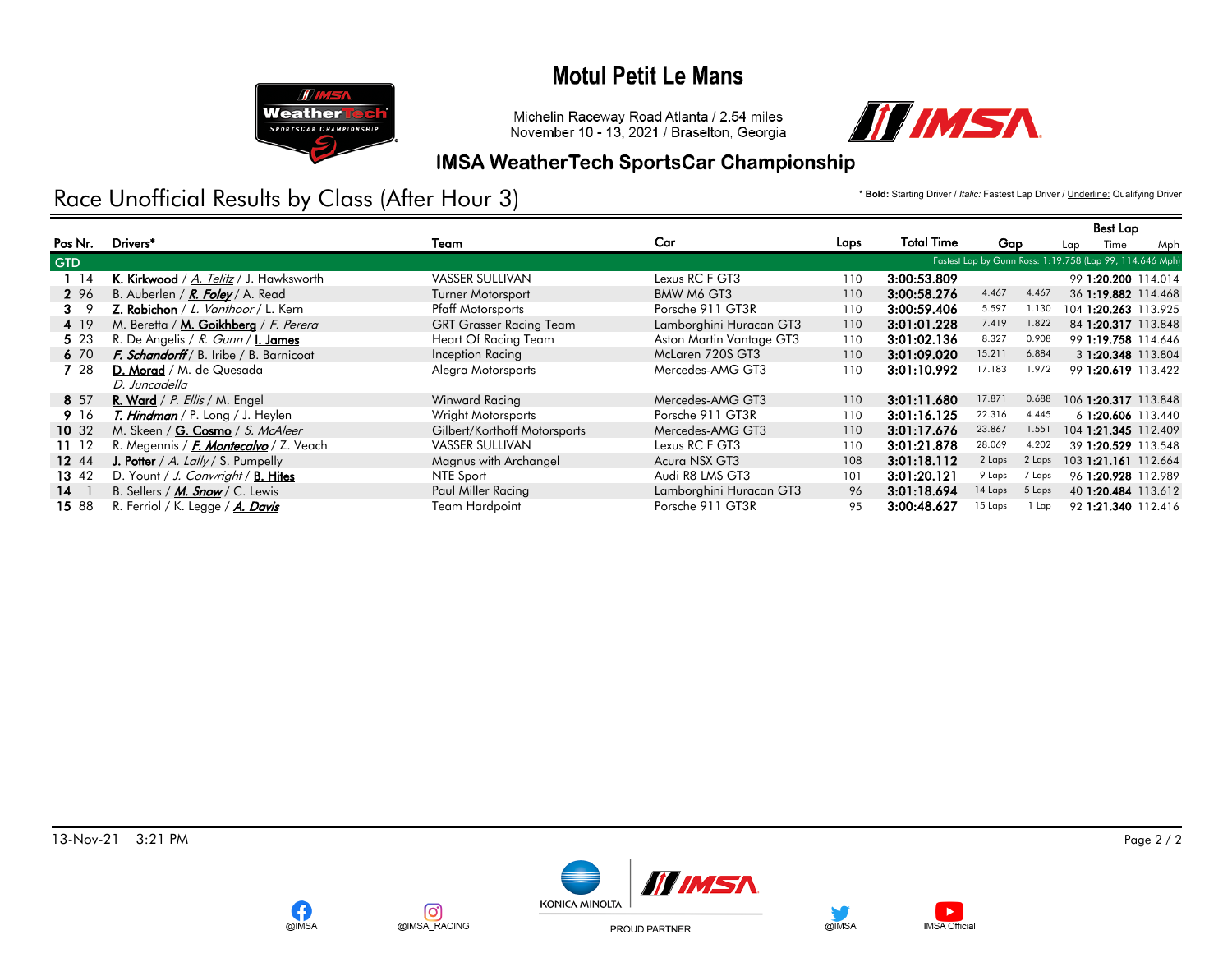# Motul Petit Le Mans

Michelin Raceway Road Atlanta / 2.54 miles
November 10 - 13, 2021 / Braselton, Georgia

## IMSA WeatherTech SportsCar Championship

## Race Unofficial Results by Class (After Hour 3)

\* **Bold:** Starting Driver / *Italic:* Fastest Lap Driver / Underline: Qualifying Driver

| Pos | Nr. | Drivers* | Team | Car | Laps | Total Time | Gap | | Best Lap Lap | Best Lap Time | Best Lap Mph |
|---|---|---|---|---|---|---|---|---|---|---|---|
| **GTD** | | | | | | | | | Fastest Lap by Gunn Ross: 1:19.758 (Lap 99, 114.646 Mph) | | |
| 1 | 14 | **K. Kirkwood** / *A. Telitz* / J. Hawksworth | VASSER SULLIVAN | Lexus RC F GT3 | 110 | 3:00:53.809 | | | 99 | 1:20.200 | 114.014 |
| 2 | 96 | B. Auberlen / ***R. Foley*** / A. Read | Turner Motorsport | BMW M6 GT3 | 110 | 3:00:58.276 | 4.467 | 4.467 | 36 | 1:19.882 | 114.468 |
| 3 | 9 | **Z. Robichon** / *L. Vanthoor* / L. Kern | Pfaff Motorsports | Porsche 911 GT3R | 110 | 3:00:59.406 | 5.597 | 1.130 | 104 | 1:20.263 | 113.925 |
| 4 | 19 | M. Beretta / **M. Goikhberg** / *F. Perera* | GRT Grasser Racing Team | Lamborghini Huracan GT3 | 110 | 3:01:01.228 | 7.419 | 1.822 | 84 | 1:20.317 | 113.848 |
| 5 | 23 | R. De Angelis / *R. Gunn* / **I. James** | Heart Of Racing Team | Aston Martin Vantage GT3 | 110 | 3:01:02.136 | 8.327 | 0.908 | 99 | 1:19.758 | 114.646 |
| 6 | 70 | ***F. Schandorff*** / B. Iribe / B. Barnicoat | Inception Racing | McLaren 720S GT3 | 110 | 3:01:09.020 | 15.211 | 6.884 | 3 | 1:20.348 | 113.804 |
| 7 | 28 | **D. Morad** / M. de Quesada / *D. Juncadella* | Alegra Motorsports | Mercedes-AMG GT3 | 110 | 3:01:10.992 | 17.183 | 1.972 | 99 | 1:20.619 | 113.422 |
| 8 | 57 | **R. Ward** / *P. Ellis* / M. Engel | Winward Racing | Mercedes-AMG GT3 | 110 | 3:01:11.680 | 17.871 | 0.688 | 106 | 1:20.317 | 113.848 |
| 9 | 16 | ***T. Hindman*** / P. Long / J. Heylen | Wright Motorsports | Porsche 911 GT3R | 110 | 3:01:16.125 | 22.316 | 4.445 | 6 | 1:20.606 | 113.440 |
| 10 | 32 | M. Skeen / **G. Cosmo** / *S. McAleer* | Gilbert/Korthoff Motorsports | Mercedes-AMG GT3 | 110 | 3:01:17.676 | 23.867 | 1.551 | 104 | 1:21.345 | 112.409 |
| 11 | 12 | R. Megennis / ***F. Montecalvo*** / Z. Veach | VASSER SULLIVAN | Lexus RC F GT3 | 110 | 3:01:21.878 | 28.069 | 4.202 | 39 | 1:20.529 | 113.548 |
| 12 | 44 | **J. Potter** / *A. Lally* / S. Pumpelly | Magnus with Archangel | Acura NSX GT3 | 108 | 3:01:18.112 | 2 Laps | 2 Laps | 103 | 1:21.161 | 112.664 |
| 13 | 42 | D. Yount / *J. Conwright* / **B. Hites** | NTE Sport | Audi R8 LMS GT3 | 101 | 3:01:20.121 | 9 Laps | 7 Laps | 96 | 1:20.928 | 112.989 |
| 14 | 1 | B. Sellers / ***M. Snow*** / C. Lewis | Paul Miller Racing | Lamborghini Huracan GT3 | 96 | 3:01:18.694 | 14 Laps | 5 Laps | 40 | 1:20.484 | 113.612 |
| 15 | 88 | R. Ferriol / K. Legge / ***A. Davis*** | Team Hardpoint | Porsche 911 GT3R | 95 | 3:00:48.627 | 15 Laps | 1 Lap | 92 | 1:21.340 | 112.416 |

13-Nov-21 3:21 PM

@IMSA @IMSA_RACING KONICA MINOLTA PROUD PARTNER @IMSA IMSA Official